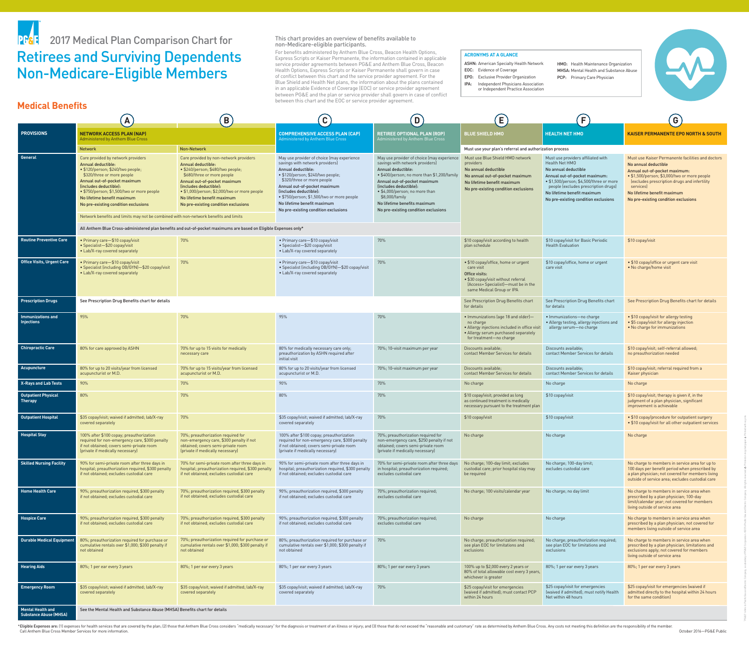# 2017 Medical Plan Comparison Chart for

# Retirees and Surviving Dependents Non-Medicare-Eligible Members

This chart provides an overview of benefits available to non-Medicare-eligible participants.

For benefits administered by Anthem Blue Cross, Beacon Health Options, Express Scripts or Kaiser Permanente, the information contained in applicable service provider agreements between PG&E and Anthem Blue Cross, Beacon Health Options, Express Scripts or Kaiser Permanente shall govern in case of conflict between this chart and the service provider agreement. For the Blue Shield and Health Net plans, the information about the plans contained in an applicable Evidence of Coverage (EOC) or service provider agreement between PG&E and the plan or service provider shall govern in case of conflict between this chart and the EOC or service provider agreement.

**ACRONYMS AT A GLANCE**

- ASHN: American Specialty Health Network
- EOC: Evidence of Coverage
- EPO: Exclusive Provider Organization
- IPA: Independent Physicians Association or Independent Practice Association
- HMO: Health Maintenance Organization
- MHSA: Mental Health and Substance Abuse
- PCP: Primary Care Physician

## Medical Benefits

| PROVISIONS | (A) NETWORK ACCESS PLAN (NAP) Administered by Anthem Blue Cross — Network | (B) NETWORK ACCESS PLAN (NAP) Administered by Anthem Blue Cross — Non-Network | (C) COMPREHENSIVE ACCESS PLAN (CAP) Administered by Anthem Blue Cross | (D) RETIREE OPTIONAL PLAN (ROP) Administered by Anthem Blue Cross | (E) BLUE SHIELD HMO | (F) HEALTH NET HMO | (G) KAISER PERMANENTE EPO NORTH & SOUTH |
|---|---|---|---|---|---|---|---|
| | | | | | Must use your plan's referral and authorization process | | |
| General | Care provided by network providers<br>**Annual deductible:**<br>• $120/person; $240/two people; $320/three or more people<br>**Annual out-of-pocket maximum (includes deductible):**<br>• $750/person; $1,500/two or more people<br>**No lifetime benefit maximum**<br>**No pre-existing condition exclusions**<br>Network benefits and limits may not be combined with non-network benefits and limits<br>All Anthem Blue Cross-administered plan benefits and out-of-pocket maximums are based on Eligible Expenses only* | Care provided by non-network providers<br>**Annual deductible:**<br>• $240/person; $480/two people; $680/three or more people<br>**Annual out-of-pocket maximum (includes deductible):**<br>• $1,000/person; $2,000/two or more people<br>**No lifetime benefit maximum**<br>**No pre-existing condition exclusions** | May use provider of choice (may experience savings with network providers)<br>**Annual deductible:**<br>• $120/person; $240/two people; $320/three or more people<br>**Annual out-of-pocket maximum (includes deductible):**<br>• $750/person; $1,500/two or more people<br>**No lifetime benefit maximum**<br>**No pre-existing condition exclusions** | May use provider of choice (may experience savings with network providers)<br>**Annual deductible:**<br>• $400/person; no more than $1,200/family<br>**Annual out-of-pocket maximum (includes deductible):**<br>• $4,000/person; no more than $8,000/family<br>**No lifetime benefits maximum**<br>**No pre-existing condition exclusions** | Must use Blue Shield HMO network providers<br>**No annual deductible**<br>**No annual out-of-pocket maximum**<br>**No lifetime benefit maximum**<br>**No pre-existing condition exclusions** | Must use providers affiliated with Health Net HMO<br>**No annual deductible**<br>**Annual out-of-pocket maximum:**<br>• $1,500/person; $4,500/three or more people (excludes prescription drugs)<br>**No lifetime benefit maximum**<br>**No pre-existing condition exclusions** | Must use Kaiser Permanente facilities and doctors<br>**No annual deductible**<br>**Annual out-of-pocket maximum:**<br>• $1,500/person; $3,000/two or more people (excludes prescription drugs and infertility services)<br>**No lifetime benefit maximum**<br>**No pre-existing condition exclusions** |
| Routine Preventive Care | • Primary care—$10 copay/visit<br>• Specialist—$20 copay/visit<br>• Lab/X-ray covered separately | 70% | • Primary care—$10 copay/visit<br>• Specialist—$20 copay/visit<br>• Lab/X-ray covered separately | 70% | $10 copay/visit according to health plan schedule | $10 copay/visit for Basic Periodic Health Evaluation | $10 copay/visit |
| Office Visits, Urgent Care | • Primary care—$10 copay/visit<br>• Specialist (including OB/GYN)—$20 copay/visit<br>• Lab/X-ray covered separately | 70% | • Primary care—$10 copay/visit<br>• Specialist (including OB/GYN)—$20 copay/visit<br>• Lab/X-ray covered separately | 70% | • $10 copay/office, home or urgent care visit<br>**Office visits:**<br>• $30 copay/visit without referral (Access+ Specialist)—must be in the same Medical Group or IPA | $10 copay/office, home or urgent care visit | • $10 copay/office or urgent care visit<br>• No charge/home visit |
| Prescription Drugs | See Prescription Drug Benefits chart for details | | | | See Prescription Drug Benefits chart for details | See Prescription Drug Benefits chart for details | See Prescription Drug Benefits chart for details |
| Immunizations and Injections | 95% | 70% | 95% | 70% | • Immunizations (age 18 and older)—no charge<br>• Allergy injections included in office visit<br>• Allergy serum purchased separately for treatment—no charge | • Immunizations—no charge<br>• Allergy testing, allergy injections and allergy serum—no charge | • $10 copay/visit for allergy testing<br>• $5 copay/visit for allergy injection<br>• No charge for immunizations |
| Chiropractic Care | 80% for care approved by ASHN | 70% for up to 15 visits for medically necessary care | 80% for medically necessary care only; preauthorization by ASHN required after initial visit | 70%; 10-visit maximum per year | Discounts available; contact Member Services for details | Discounts available; contact Member Services for details | $10 copay/visit; self-referral allowed; no preauthorization needed |
| Acupuncture | 80% for up to 20 visits/year from licensed acupuncturist or M.D. | 70% for up to 15 visits/year from licensed acupuncturist or M.D. | 80% for up to 20 visits/year from licensed acupuncturist or M.D. | 70%; 10-visit maximum per year | Discounts available; contact Member Services for details | Discounts available; contact Member Services for details | $10 copay/visit; referral required from a Kaiser physician |
| X-Rays and Lab Tests | 90% | 70% | 90% | 70% | No charge | No charge | No charge |
| Outpatient Physical Therapy | 80% | 70% | 80% | 70% | $10 copay/visit; provided as long as continued treatment is medically necessary pursuant to the treatment plan | $10 copay/visit | $10 copay/visit; therapy is given if, in the judgment of a plan physician, significant improvement is achievable |
| Outpatient Hospital | $35 copay/visit; waived if admitted; lab/X-ray covered separately | 70% | $35 copay/visit; waived if admitted; lab/X-ray covered separately | 70% | $10 copay/visit | $10 copay/visit | • $10 copay/procedure for outpatient surgery<br>• $10 copay/visit for all other outpatient services |
| Hospital Stay | 100% after $100 copay; preauthorization required for non-emergency care, $300 penalty if not obtained; covers semi-private room (private if medically necessary) | 70%; preauthorization required for non-emergency care, $300 penalty if not obtained; covers semi-private room (private if medically necessary) | 100% after $100 copay; preauthorization required for non-emergency care, $300 penalty if not obtained; covers semi-private room (private if medically necessary) | 70%; preauthorization required for non-emergency care, $250 penalty if not obtained; covers semi-private room (private if medically necessary) | No charge | No charge | No charge |
| Skilled Nursing Facility | 90% for semi-private room after three days in hospital; preauthorization required, $300 penalty if not obtained; excludes custodial care | 70% for semi-private room after three days in hospital; preauthorization required, $300 penalty if not obtained; excludes custodial care | 90% for semi-private room after three days in hospital; preauthorization required, $300 penalty if not obtained; excludes custodial care | 70% for semi-private room after three days in hospital; preauthorization required; excludes custodial care | No charge; 100-day limit; excludes custodial care; prior hospital stay may be required | No charge; 100-day limit; excludes custodial care | No charge to members in service area for up to 100 days per benefit period when prescribed by a plan physician; not covered for members living outside of service area; excludes custodial care |
| Home Health Care | 90%; preauthorization required, $300 penalty if not obtained; excludes custodial care | 70%; preauthorization required, $300 penalty if not obtained; excludes custodial care | 90%; preauthorization required, $300 penalty if not obtained; excludes custodial care | 70%; preauthorization required; excludes custodial care | No charge; 100 visits/calendar year | No charge; no day limit | No charge to members in service area when prescribed by a plan physician; 100-day limit/calendar year; not covered for members living outside of service area |
| Hospice Care | 90%; preauthorization required, $300 penalty if not obtained; excludes custodial care | 70%; preauthorization required, $300 penalty if not obtained; excludes custodial care | 90%; preauthorization required, $300 penalty if not obtained; excludes custodial care | 70%; preauthorization required; excludes custodial care | No charge | No charge | No charge to members in service area when prescribed by a plan physician; not covered for members living outside of service area |
| Durable Medical Equipment | 80%; preauthorization required for purchase or cumulative rentals over $1,000; $300 penalty if not obtained | 70%; preauthorization required for purchase or cumulative rentals over $1,000; $300 penalty if not obtained | 80%; preauthorization required for purchase or cumulative rentals over $1,000; $300 penalty if not obtained | 70% | No charge; preauthorization required; see plan EOC for limitations and exclusions | No charge; preauthorization required; see plan EOC for limitations and exclusions | No charge to members in service area when prescribed by a plan physician; limitations and exclusions apply; not covered for members living outside of service area |
| Hearing Aids | 80%; 1 per ear every 3 years | 80%; 1 per ear every 3 years | 80%; 1 per ear every 3 years | 80%; 1 per ear every 3 years | 100% up to $2,000 every 2 years or 80% of total allowable cost every 3 years, whichever is greater | 80%; 1 per ear every 3 years | 80%; 1 per ear every 3 years |
| Emergency Room | $35 copay/visit; waived if admitted; lab/X-ray covered separately | $35 copay/visit; waived if admitted; lab/X-ray covered separately | $35 copay/visit; waived if admitted; lab/X-ray covered separately | 70% | $25 copay/visit for emergencies (waived if admitted); must contact PCP within 24 hours | $25 copay/visit for emergencies (waived if admitted); must notify Health Net within 48 hours | $25 copay/visit for emergencies (waived if admitted directly to the hospital within 24 hours for the same condition) |
| Mental Health and Substance Abuse (MHSA) | See the Mental Health and Substance Abuse (MHSA) Benefits chart for details | | | | | | |

*Eligible Expenses are: (1) expenses for health services that are covered by the plan; (2) those that Anthem Blue Cross considers "medically necessary" for the diagnosis or treatment of an illness or injury; and (3) those that do not exceed the "reasonable and customary" rate as determined by Anthem Blue Cross. Any costs not meeting this definition are the responsibility of the member. Call Anthem Blue Cross Member Services for more information.

October 2016—PG&E Public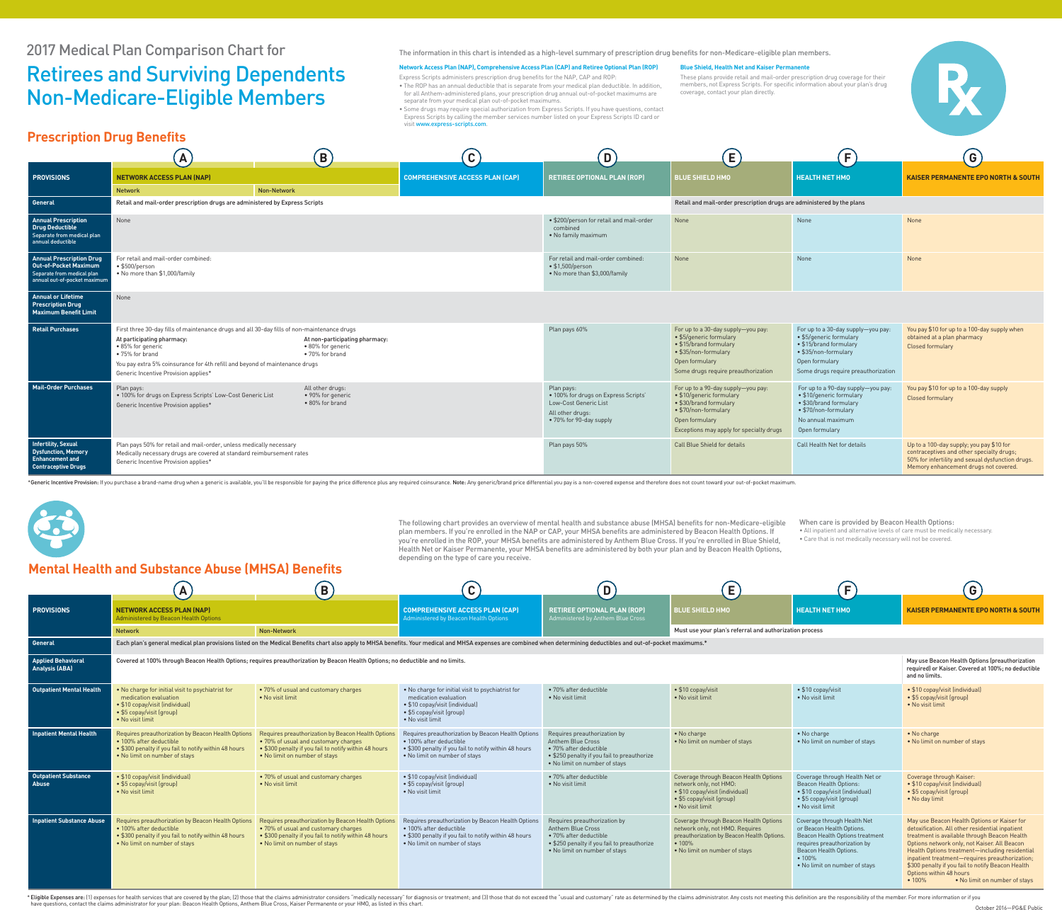# 2017 Medical Plan Comparison Chart for

# Retirees and Surviving Dependents Non-Medicare-Eligible Members

The information in this chart is intended as a high-level summary of prescription drug benefits for non-Medicare-eligible plan members.

**Network Access Plan (NAP), Comprehensive Access Plan (CAP) and Retiree Optional Plan (ROP)**

Express Scripts administers prescription drug benefits for the NAP, CAP and ROP:

- The ROP has an annual deductible that is separate from your medical plan deductible. In addition, for all Anthem-administered plans, your prescription drug annual out-of-pocket maximums are separate from your medical plan out-of-pocket maximums.
- Some drugs may require special authorization from Express Scripts. If you have questions, contact Express Scripts by calling the member services number listed on your Express Scripts ID card or visit www.express-scripts.com.

**Blue Shield, Health Net and Kaiser Permanente**

These plans provide retail and mail-order prescription drug coverage for their members, not Express Scripts. For specific information about your plan's drug coverage, contact your plan directly.

## Prescription Drug Benefits

| PROVISIONS | (A) NETWORK ACCESS PLAN (NAP) – Network | (B) NETWORK ACCESS PLAN (NAP) – Non-Network | (C) COMPREHENSIVE ACCESS PLAN (CAP) | (D) RETIREE OPTIONAL PLAN (ROP) | (E) BLUE SHIELD HMO | (F) HEALTH NET HMO | (G) KAISER PERMANENTE EPO NORTH & SOUTH |
|---|---|---|---|---|---|---|---|
| **General** | Retail and mail-order prescription drugs are administered by Express Scripts | | | | Retail and mail-order prescription drugs are administered by the plans | | |
| **Annual Prescription Drug Deductible** Separate from medical plan annual deductible | None | | | • $200/person for retail and mail-order combined<br>• No family maximum | None | None | None |
| **Annual Prescription Drug Out-of-Pocket Maximum** Separate from medical plan annual out-of-pocket maximum | For retail and mail-order combined:<br>• $500/person<br>• No more than $1,000/family | | | For retail and mail-order combined:<br>• $1,500/person<br>• No more than $3,000/family | None | None | None |
| **Annual or Lifetime Prescription Drug Maximum Benefit Limit** | None | | | | | | |
| **Retail Purchases** | First three 30-day fills of maintenance drugs and all 30-day fills of non-maintenance drugs<br>At participating pharmacy:<br>• 85% for generic<br>• 75% for brand<br>You pay extra 5% coinsurance for 4th refill and beyond of maintenance drugs<br>Generic Incentive Provision applies* | At non-participating pharmacy:<br>• 80% for generic<br>• 70% for brand | | Plan pays 60% | For up to a 30-day supply—you pay:<br>• $5/generic formulary<br>• $15/brand formulary<br>• $35/non-formulary<br>Open formulary<br>Some drugs require preauthorization | For up to a 30-day supply—you pay:<br>• $5/generic formulary<br>• $15/brand formulary<br>• $35/non-formulary<br>Open formulary<br>Some drugs require preauthorization | You pay $10 for up to a 100-day supply when obtained at a plan pharmacy<br>Closed formulary |
| **Mail-Order Purchases** | Plan pays:<br>• 100% for drugs on Express Scripts' Low-Cost Generic List<br>Generic Incentive Provision applies* | All other drugs:<br>• 90% for generic<br>• 80% for brand | | Plan pays:<br>• 100% for drugs on Express Scripts' Low-Cost Generic List<br>All other drugs:<br>• 70% for 90-day supply | For up to a 90-day supply—you pay:<br>• $10/generic formulary<br>• $30/brand formulary<br>• $70/non-formulary<br>Open formulary<br>Exceptions may apply for specialty drugs | For up to a 90-day supply—you pay:<br>• $10/generic formulary<br>• $30/brand formulary<br>• $70/non-formulary<br>No annual maximum<br>Open formulary | You pay $10 for up to a 100-day supply<br>Closed formulary |
| **Infertility, Sexual Dysfunction, Memory Enhancement and Contraceptive Drugs** | Plan pays 50% for retail and mail-order, unless medically necessary<br>Medically necessary drugs are covered at standard reimbursement rates<br>Generic Incentive Provision applies* | | | Plan pays 50% | Call Blue Shield for details | Call Health Net for details | Up to a 100-day supply; you pay $10 for contraceptives and other specialty drugs; 50% for infertility and sexual dysfunction drugs. Memory enhancement drugs not covered. |

*Generic Incentive Provision: If you purchase a brand-name drug when a generic is available, you'll be responsible for paying the price difference plus any required coinsurance. **Note:** Any generic/brand price differential you pay is a non-covered expense and therefore does not count toward your out-of-pocket maximum.

## Mental Health and Substance Abuse (MHSA) Benefits

The following chart provides an overview of mental health and substance abuse (MHSA) benefits for non-Medicare-eligible plan members. If you're enrolled in the NAP or CAP, your MHSA benefits are administered by Beacon Health Options. If you're enrolled in the ROP, your MHSA benefits are administered by Anthem Blue Cross. If you're enrolled in Blue Shield, Health Net or Kaiser Permanente, your MHSA benefits are administered by both your plan and by Beacon Health Options, depending on the type of care you receive.

When care is provided by Beacon Health Options:

- All inpatient and alternative levels of care must be medically necessary.
- Care that is not medically necessary will not be covered.

| PROVISIONS | (A) NETWORK ACCESS PLAN (NAP) Administered by Beacon Health Options – Network | (B) NETWORK ACCESS PLAN (NAP) – Non-Network | (C) COMPREHENSIVE ACCESS PLAN (CAP) Administered by Beacon Health Options | (D) RETIREE OPTIONAL PLAN (ROP) Administered by Anthem Blue Cross | (E) BLUE SHIELD HMO | (F) HEALTH NET HMO | (G) KAISER PERMANENTE EPO NORTH & SOUTH |
|---|---|---|---|---|---|---|---|
| | | | | | Must use your plan's referral and authorization process | | |
| **General** | Each plan's general medical plan provisions listed on the Medical Benefits chart also apply to MHSA benefits. Your medical and MHSA expenses are combined when determining deductibles and out-of-pocket maximums.* | | | | | | |
| **Applied Behavioral Analysis (ABA)** | Covered at 100% through Beacon Health Options; requires preauthorization by Beacon Health Options; no deductible and no limits. | | | | | | May use Beacon Health Options (preauthorization required) or Kaiser. Covered at 100%; no deductible and no limits. |
| **Outpatient Mental Health** | • No charge for initial visit to psychiatrist for medication evaluation<br>• $10 copay/visit (individual)<br>• $5 copay/visit (group)<br>• No visit limit | • 70% of usual and customary charges<br>• No visit limit | • No charge for initial visit to psychiatrist for medication evaluation<br>• $10 copay/visit (individual)<br>• $5 copay/visit (group)<br>• No visit limit | • 70% after deductible<br>• No visit limit | • $10 copay/visit<br>• No visit limit | • $10 copay/visit<br>• No visit limit | • $10 copay/visit (individual)<br>• $5 copay/visit (group)<br>• No visit limit |
| **Inpatient Mental Health** | Requires preauthorization by Beacon Health Options<br>• 100% after deductible<br>• $300 penalty if you fail to notify within 48 hours<br>• No limit on number of stays | Requires preauthorization by Beacon Health Options<br>• 70% of usual and customary charges<br>• $300 penalty if you fail to notify within 48 hours<br>• No limit on number of stays | Requires preauthorization by Beacon Health Options<br>• 100% after deductible<br>• $300 penalty if you fail to notify within 48 hours<br>• No limit on number of stays | Requires preauthorization by Anthem Blue Cross<br>• 70% after deductible<br>• $250 penalty if you fail to preauthorize<br>• No limit on number of stays | • No charge<br>• No limit on number of stays | • No charge<br>• No limit on number of stays | • No charge<br>• No limit on number of stays |
| **Outpatient Substance Abuse** | • $10 copay/visit (individual)<br>• $5 copay/visit (group)<br>• No visit limit | • 70% of usual and customary charges<br>• No visit limit | • $10 copay/visit (individual)<br>• $5 copay/visit (group)<br>• No visit limit | • 70% after deductible<br>• No visit limit | Coverage through Beacon Health Options network only, not HMO:<br>• $10 copay/visit (individual)<br>• $5 copay/visit (group)<br>• No visit limit | Coverage through Health Net or Beacon Health Options:<br>• $10 copay/visit (individual)<br>• $5 copay/visit (group)<br>• No visit limit | Coverage through Kaiser:<br>• $10 copay/visit (individual)<br>• $5 copay/visit (group)<br>• No day limit |
| **Inpatient Substance Abuse** | Requires preauthorization by Beacon Health Options<br>• 100% after deductible<br>• $300 penalty if you fail to notify within 48 hours<br>• No limit on number of stays | Requires preauthorization by Beacon Health Options<br>• 70% of usual and customary charges<br>• $300 penalty if you fail to notify within 48 hours<br>• No limit on number of stays | Requires preauthorization by Beacon Health Options<br>• 100% after deductible<br>• $300 penalty if you fail to notify within 48 hours<br>• No limit on number of stays | Requires preauthorization by Anthem Blue Cross<br>• 70% after deductible<br>• $250 penalty if you fail to preauthorize<br>• No limit on number of stays | Coverage through Beacon Health Options network only, not HMO. Requires preauthorization by Beacon Health Options.<br>• 100%<br>• No limit on number of stays | Coverage through Health Net or Beacon Health Options. Beacon Health Options treatment requires preauthorization by Beacon Health Options.<br>• 100%<br>• No limit on number of stays | May use Beacon Health Options or Kaiser for detoxification. All other residential inpatient treatment is available through Beacon Health Options network only, not Kaiser. All Beacon Health Options treatment—including residential inpatient treatment—requires preauthorization; $300 penalty if you fail to notify Beacon Health Options within 48 hours<br>• 100%<br>• No limit on number of stays |

* **Eligible Expenses are:** (1) expenses for health services that are covered by the plan; (2) those that the claims administrator considers "medically necessary" for diagnosis or treatment; and (3) those that do not exceed the "usual and customary" rate as determined by the claims administrator. Any costs not meeting this definition are the responsibility of the member. For more information or if you have questions, contact the claims administrator for your plan: Beacon Health Options, Anthem Blue Cross, Kaiser Permanente or your HMO, as listed in this chart.

October 2016—PG&E Public